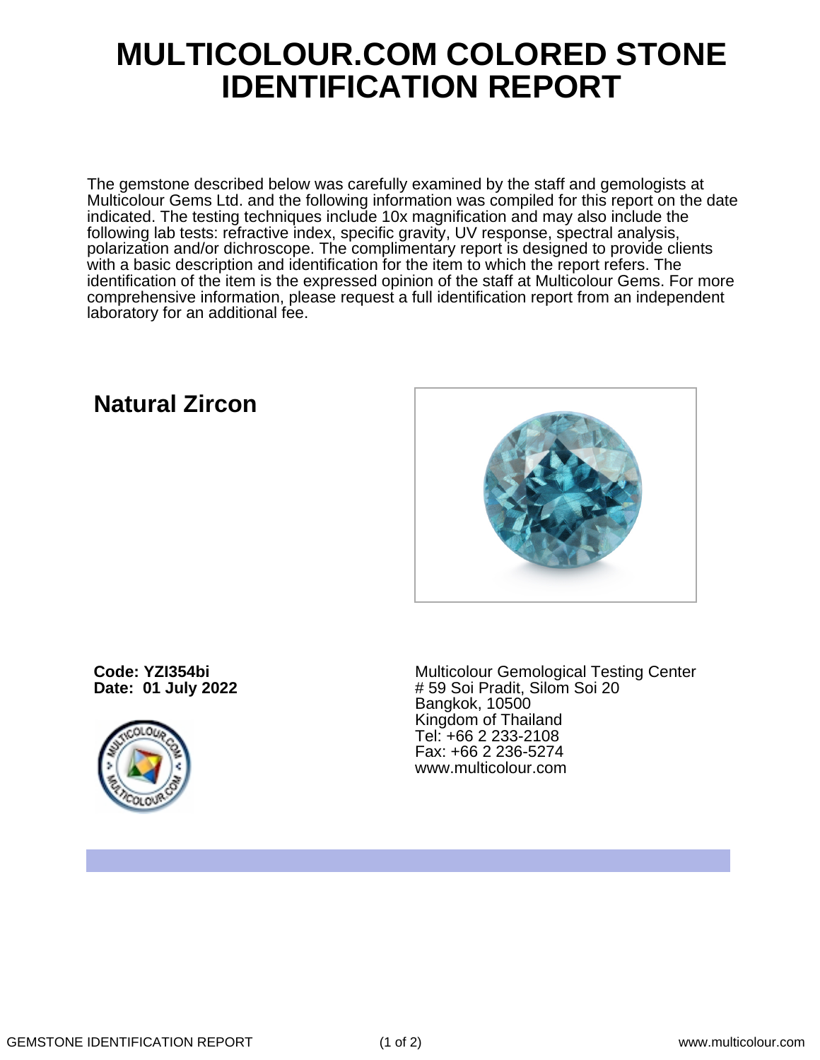# MULTICOLOUR.COM COLORED STONE IDENTIFICATION REPORT

The gemstone described below was carefully examined by the staff and gemologists at Multicolour Gems Ltd. and the following information was compiled for this report on the date indicated. The testing techniques include 10x magnification and may also include the following lab tests: refractive index, specific gravity, UV response, spectral analysis, polarization and/or dichroscope. The complimentary report is designed to provide clients with a basic description and identification for the item to which the report refers. The identification of the item is the expressed opinion of the staff at Multicolour Gems. For more comprehensive information, please request a full identification report from an independent laboratory for an additional fee.

## Natural Zircon

**Code: YZI354bi**
**Date: 01 July 2022**

Multicolour Gemological Testing Center
# 59 Soi Pradit, Silom Soi 20
Bangkok, 10500
Kingdom of Thailand
Tel: +66 2 233-2108
Fax: +66 2 236-5274
www.multicolour.com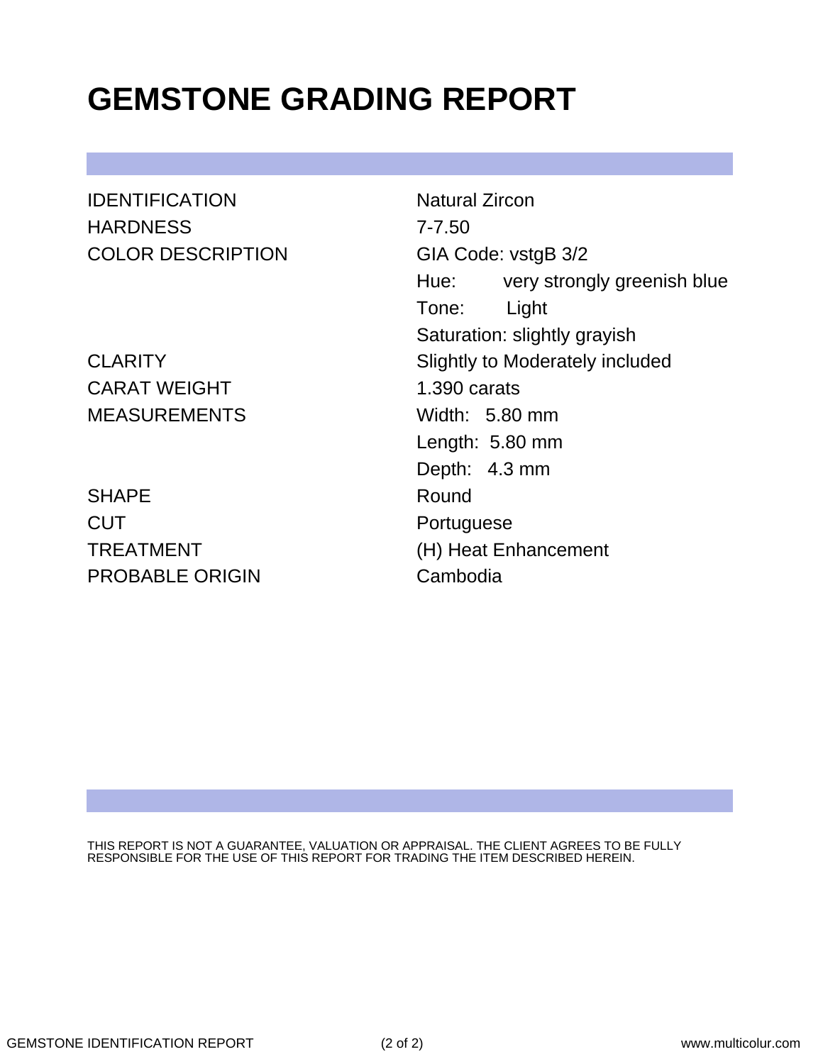# GEMSTONE GRADING REPORT

| | |
|---|---|
| IDENTIFICATION | Natural Zircon |
| HARDNESS | 7-7.50 |
| COLOR DESCRIPTION | GIA Code: vstgB 3/2 |
| | Hue: very strongly greenish blue |
| | Tone: Light |
| | Saturation: slightly grayish |
| CLARITY | Slightly to Moderately included |
| CARAT WEIGHT | 1.390 carats |
| MEASUREMENTS | Width: 5.80 mm |
| | Length: 5.80 mm |
| | Depth: 4.3 mm |
| SHAPE | Round |
| CUT | Portuguese |
| TREATMENT | (H) Heat Enhancement |
| PROBABLE ORIGIN | Cambodia |

THIS REPORT IS NOT A GUARANTEE, VALUATION OR APPRAISAL. THE CLIENT AGREES TO BE FULLY RESPONSIBLE FOR THE USE OF THIS REPORT FOR TRADING THE ITEM DESCRIBED HEREIN.